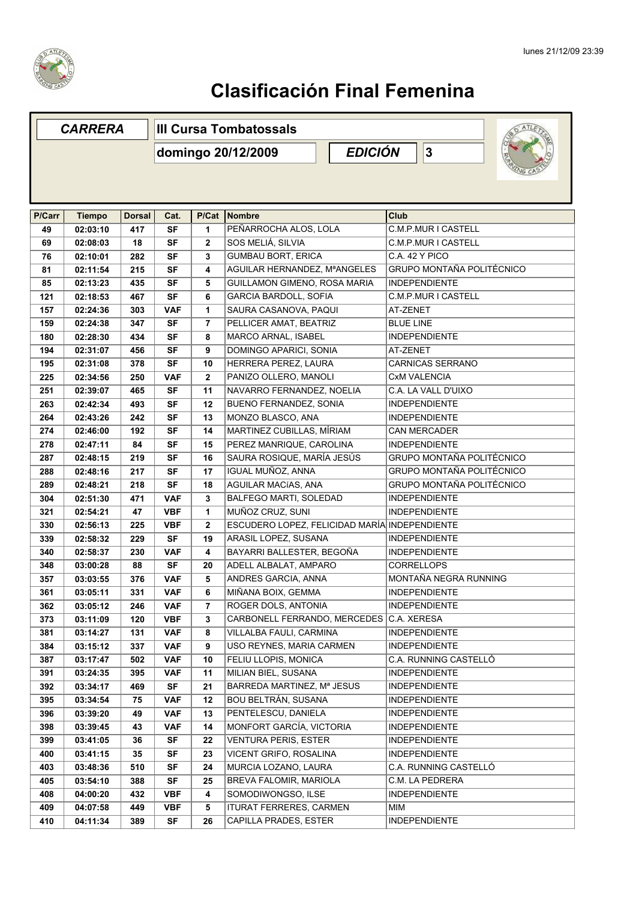# Clasificación Final Femenina

| CARRERA | III Cursa Tombatossals | | |
|---|---|---|---|
| | domingo 20/12/2009 | EDICIÓN | 3 |

| P/Carr | Tiempo | Dorsal | Cat. | P/Cat | Nombre | Club |
|---|---|---|---|---|---|---|
| 49 | 02:03:10 | 417 | SF | 1 | PEÑARROCHA ALOS, LOLA | C.M.P.MUR I CASTELL |
| 69 | 02:08:03 | 18 | SF | 2 | SOS MELIÁ, SILVIA | C.M.P.MUR I CASTELL |
| 76 | 02:10:01 | 282 | SF | 3 | GUMBAU BORT, ERICA | C.A. 42 Y PICO |
| 81 | 02:11:54 | 215 | SF | 4 | AGUILAR HERNANDEZ, MªANGELES | GRUPO MONTAÑA POLITÉCNICO |
| 85 | 02:13:23 | 435 | SF | 5 | GUILLAMON GIMENO, ROSA MARIA | INDEPENDIENTE |
| 121 | 02:18:53 | 467 | SF | 6 | GARCIA BARDOLL, SOFIA | C.M.P.MUR I CASTELL |
| 157 | 02:24:36 | 303 | VAF | 1 | SAURA CASANOVA, PAQUI | AT-ZENET |
| 159 | 02:24:38 | 347 | SF | 7 | PELLICER AMAT, BEATRIZ | BLUE LINE |
| 180 | 02:28:30 | 434 | SF | 8 | MARCO ARNAL, ISABEL | INDEPENDIENTE |
| 194 | 02:31:07 | 456 | SF | 9 | DOMINGO APARICI, SONIA | AT-ZENET |
| 195 | 02:31:08 | 378 | SF | 10 | HERRERA PEREZ, LAURA | CARNICAS SERRANO |
| 225 | 02:34:56 | 250 | VAF | 2 | PANIZO OLLERO, MANOLI | CxM VALENCIA |
| 251 | 02:39:07 | 465 | SF | 11 | NAVARRO FERNANDEZ, NOELIA | C.A. LA VALL D'UIXO |
| 263 | 02:42:34 | 493 | SF | 12 | BUENO FERNANDEZ, SONIA | INDEPENDIENTE |
| 264 | 02:43:26 | 242 | SF | 13 | MONZO BLASCO, ANA | INDEPENDIENTE |
| 274 | 02:46:00 | 192 | SF | 14 | MARTINEZ CUBILLAS, MÍRIAM | CAN MERCADER |
| 278 | 02:47:11 | 84 | SF | 15 | PEREZ MANRIQUE, CAROLINA | INDEPENDIENTE |
| 287 | 02:48:15 | 219 | SF | 16 | SAURA ROSIQUE, MARÍA JESÚS | GRUPO MONTAÑA POLITÉCNICO |
| 288 | 02:48:16 | 217 | SF | 17 | IGUAL MUÑOZ, ANNA | GRUPO MONTAÑA POLITÉCNICO |
| 289 | 02:48:21 | 218 | SF | 18 | AGUILAR MACÍAS, ANA | GRUPO MONTAÑA POLITÉCNICO |
| 304 | 02:51:30 | 471 | VAF | 3 | BALFEGO MARTI, SOLEDAD | INDEPENDIENTE |
| 321 | 02:54:21 | 47 | VBF | 1 | MUÑOZ CRUZ, SUNI | INDEPENDIENTE |
| 330 | 02:56:13 | 225 | VBF | 2 | ESCUDERO LOPEZ, FELICIDAD MARÍA | INDEPENDIENTE |
| 339 | 02:58:32 | 229 | SF | 19 | ARASIL LOPEZ, SUSANA | INDEPENDIENTE |
| 340 | 02:58:37 | 230 | VAF | 4 | BAYARRI BALLESTER, BEGOÑA | INDEPENDIENTE |
| 348 | 03:00:28 | 88 | SF | 20 | ADELL ALBALAT, AMPARO | CORRELLOPS |
| 357 | 03:03:55 | 376 | VAF | 5 | ANDRES GARCIA, ANNA | MONTAÑA NEGRA RUNNING |
| 361 | 03:05:11 | 331 | VAF | 6 | MIÑANA BOIX, GEMMA | INDEPENDIENTE |
| 362 | 03:05:12 | 246 | VAF | 7 | ROGER DOLS, ANTONIA | INDEPENDIENTE |
| 373 | 03:11:09 | 120 | VBF | 3 | CARBONELL FERRANDO, MERCEDES | C.A. XERESA |
| 381 | 03:14:27 | 131 | VAF | 8 | VILLALBA FAULI, CARMINA | INDEPENDIENTE |
| 384 | 03:15:12 | 337 | VAF | 9 | USO REYNES, MARIA CARMEN | INDEPENDIENTE |
| 387 | 03:17:47 | 502 | VAF | 10 | FELIU LLOPIS, MONICA | C.A. RUNNING CASTELLÓ |
| 391 | 03:24:35 | 395 | VAF | 11 | MILIAN BIEL, SUSANA | INDEPENDIENTE |
| 392 | 03:34:17 | 469 | SF | 21 | BARREDA MARTINEZ, Mª JESUS | INDEPENDIENTE |
| 395 | 03:34:54 | 75 | VAF | 12 | BOU BELTRÁN, SUSANA | INDEPENDIENTE |
| 396 | 03:39:20 | 49 | VAF | 13 | PENTELESCU, DANIELA | INDEPENDIENTE |
| 398 | 03:39:45 | 43 | VAF | 14 | MONFORT GARCÍA, VICTORIA | INDEPENDIENTE |
| 399 | 03:41:05 | 36 | SF | 22 | VENTURA PERIS, ESTER | INDEPENDIENTE |
| 400 | 03:41:15 | 35 | SF | 23 | VICENT GRIFO, ROSALINA | INDEPENDIENTE |
| 403 | 03:48:36 | 510 | SF | 24 | MURCIA LOZANO, LAURA | C.A. RUNNING CASTELLÓ |
| 405 | 03:54:10 | 388 | SF | 25 | BREVA FALOMIR, MARIOLA | C.M. LA PEDRERA |
| 408 | 04:00:20 | 432 | VBF | 4 | SOMODIWONGSO, ILSE | INDEPENDIENTE |
| 409 | 04:07:58 | 449 | VBF | 5 | ITURAT FERRERES, CARMEN | MIM |
| 410 | 04:11:34 | 389 | SF | 26 | CAPILLA PRADES, ESTER | INDEPENDIENTE |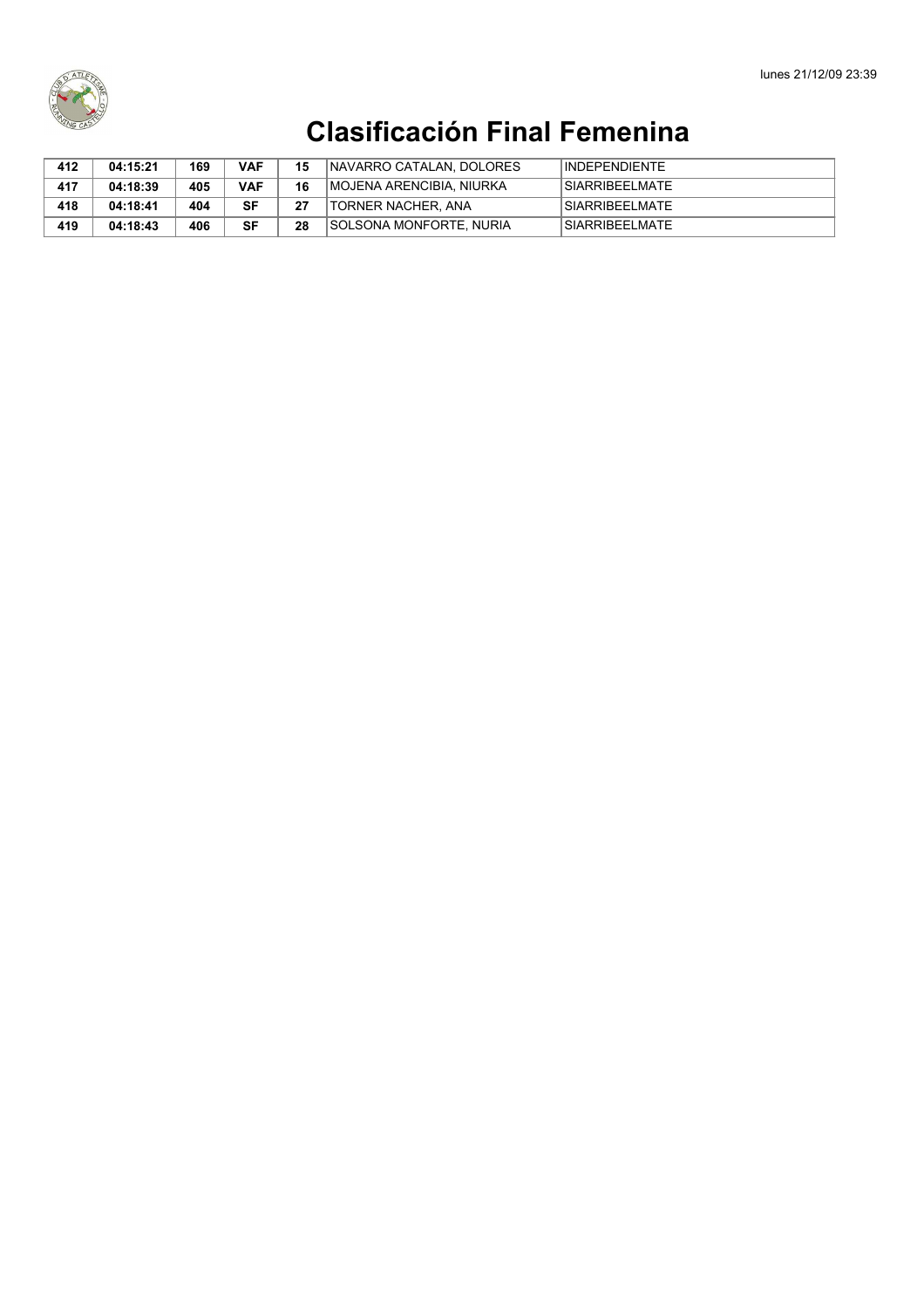# Clasificación Final Femenina

| | | | | | | |
|---|---|---|---|---|---|---|
| **412** | **04:15:21** | **169** | **VAF** | **15** | NAVARRO CATALAN, DOLORES | INDEPENDIENTE |
| **417** | **04:18:39** | **405** | **VAF** | **16** | MOJENA ARENCIBIA, NIURKA | SIARRIBEELMATE |
| **418** | **04:18:41** | **404** | **SF** | **27** | TORNER NACHER, ANA | SIARRIBEELMATE |
| **419** | **04:18:43** | **406** | **SF** | **28** | SOLSONA MONFORTE, NURIA | SIARRIBEELMATE |